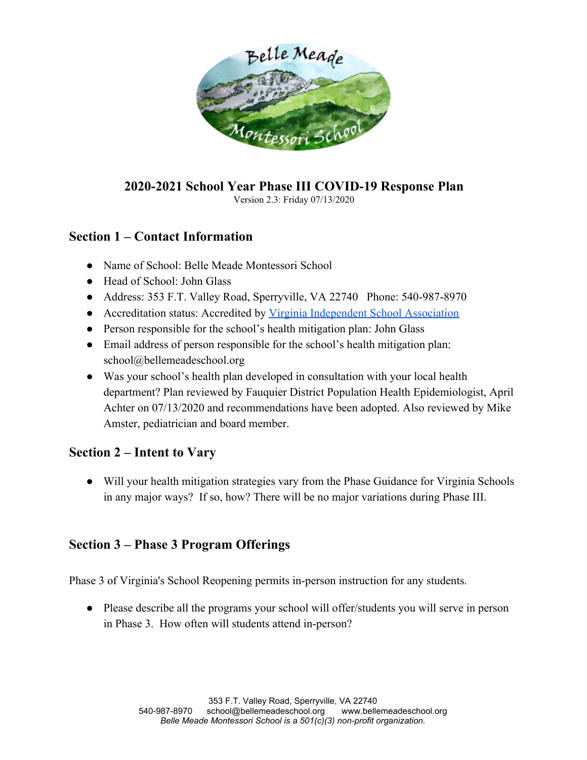# 2020-2021 School Year Phase III COVID-19 Response Plan

Version 2.3: Friday 07/13/2020

## Section 1 – Contact Information

- Name of School: Belle Meade Montessori School
- Head of School: John Glass
- Address: 353 F.T. Valley Road, Sperryville, VA 22740   Phone: 540-987-8970
- Accreditation status: Accredited by Virginia Independent School Association
- Person responsible for the school's health mitigation plan: John Glass
- Email address of person responsible for the school's health mitigation plan: school@bellemeadeschool.org
- Was your school's health plan developed in consultation with your local health department? Plan reviewed by Fauquier District Population Health Epidemiologist, April Achter on 07/13/2020 and recommendations have been adopted. Also reviewed by Mike Amster, pediatrician and board member.

## Section 2 – Intent to Vary

- Will your health mitigation strategies vary from the Phase Guidance for Virginia Schools in any major ways? If so, how? There will be no major variations during Phase III.

## Section 3 – Phase 3 Program Offerings

Phase 3 of Virginia's School Reopening permits in-person instruction for any students.

- Please describe all the programs your school will offer/students you will serve in person in Phase 3. How often will students attend in-person?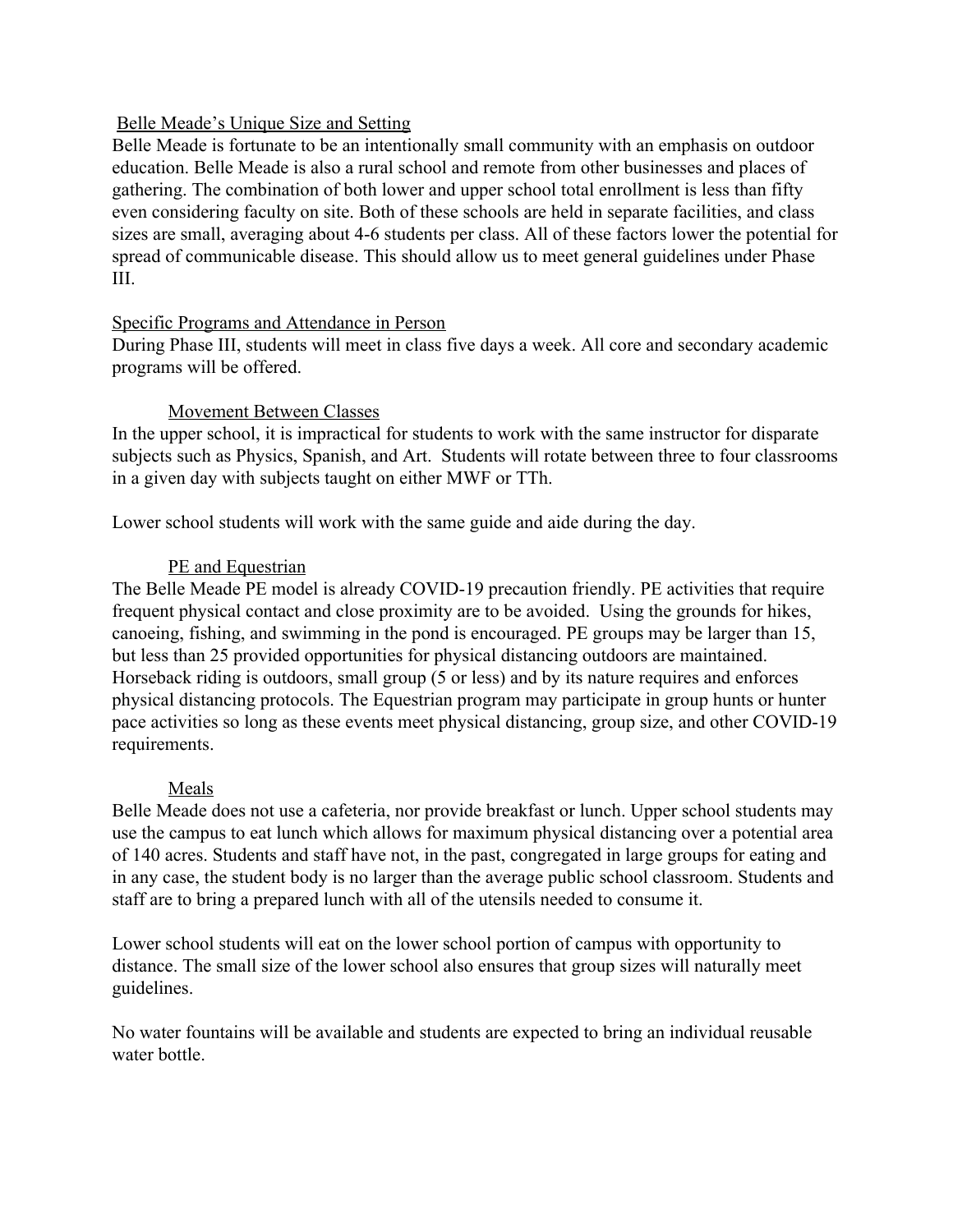## Belle Meade's Unique Size and Setting

Belle Meade is fortunate to be an intentionally small community with an emphasis on outdoor education. Belle Meade is also a rural school and remote from other businesses and places of gathering. The combination of both lower and upper school total enrollment is less than fifty even considering faculty on site. Both of these schools are held in separate facilities, and class sizes are small, averaging about 4-6 students per class. All of these factors lower the potential for spread of communicable disease. This should allow us to meet general guidelines under Phase III.

## Specific Programs and Attendance in Person

During Phase III, students will meet in class five days a week. All core and secondary academic programs will be offered.

### Movement Between Classes

In the upper school, it is impractical for students to work with the same instructor for disparate subjects such as Physics, Spanish, and Art. Students will rotate between three to four classrooms in a given day with subjects taught on either MWF or TTh.

Lower school students will work with the same guide and aide during the day.

### PE and Equestrian

The Belle Meade PE model is already COVID-19 precaution friendly. PE activities that require frequent physical contact and close proximity are to be avoided. Using the grounds for hikes, canoeing, fishing, and swimming in the pond is encouraged. PE groups may be larger than 15, but less than 25 provided opportunities for physical distancing outdoors are maintained. Horseback riding is outdoors, small group (5 or less) and by its nature requires and enforces physical distancing protocols. The Equestrian program may participate in group hunts or hunter pace activities so long as these events meet physical distancing, group size, and other COVID-19 requirements.

### Meals

Belle Meade does not use a cafeteria, nor provide breakfast or lunch. Upper school students may use the campus to eat lunch which allows for maximum physical distancing over a potential area of 140 acres. Students and staff have not, in the past, congregated in large groups for eating and in any case, the student body is no larger than the average public school classroom. Students and staff are to bring a prepared lunch with all of the utensils needed to consume it.

Lower school students will eat on the lower school portion of campus with opportunity to distance. The small size of the lower school also ensures that group sizes will naturally meet guidelines.

No water fountains will be available and students are expected to bring an individual reusable water bottle.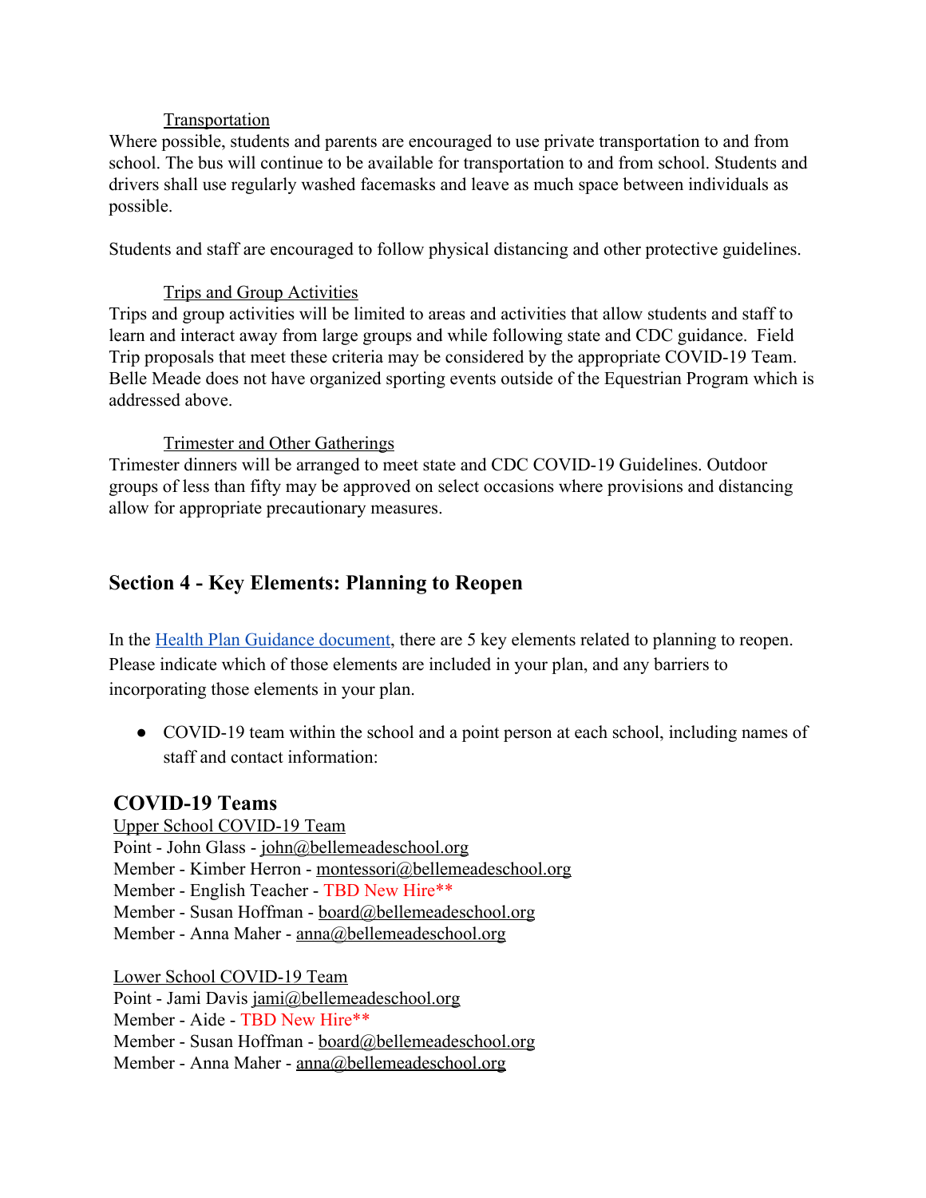Transportation

Where possible, students and parents are encouraged to use private transportation to and from school. The bus will continue to be available for transportation to and from school. Students and drivers shall use regularly washed facemasks and leave as much space between individuals as possible.

Students and staff are encouraged to follow physical distancing and other protective guidelines.

Trips and Group Activities

Trips and group activities will be limited to areas and activities that allow students and staff to learn and interact away from large groups and while following state and CDC guidance. Field Trip proposals that meet these criteria may be considered by the appropriate COVID-19 Team. Belle Meade does not have organized sporting events outside of the Equestrian Program which is addressed above.

Trimester and Other Gatherings

Trimester dinners will be arranged to meet state and CDC COVID-19 Guidelines. Outdoor groups of less than fifty may be approved on select occasions where provisions and distancing allow for appropriate precautionary measures.

## Section 4 - Key Elements: Planning to Reopen

In the Health Plan Guidance document, there are 5 key elements related to planning to reopen. Please indicate which of those elements are included in your plan, and any barriers to incorporating those elements in your plan.

- COVID-19 team within the school and a point person at each school, including names of staff and contact information:

### COVID-19 Teams

Upper School COVID-19 Team

Point - John Glass - john@bellemeadeschool.org
Member - Kimber Herron - montessori@bellemeadeschool.org
Member - English Teacher - TBD New Hire**
Member - Susan Hoffman - board@bellemeadeschool.org
Member - Anna Maher - anna@bellemeadeschool.org

Lower School COVID-19 Team

Point - Jami Davis jami@bellemeadeschool.org
Member - Aide - TBD New Hire**
Member - Susan Hoffman - board@bellemeadeschool.org
Member - Anna Maher - anna@bellemeadeschool.org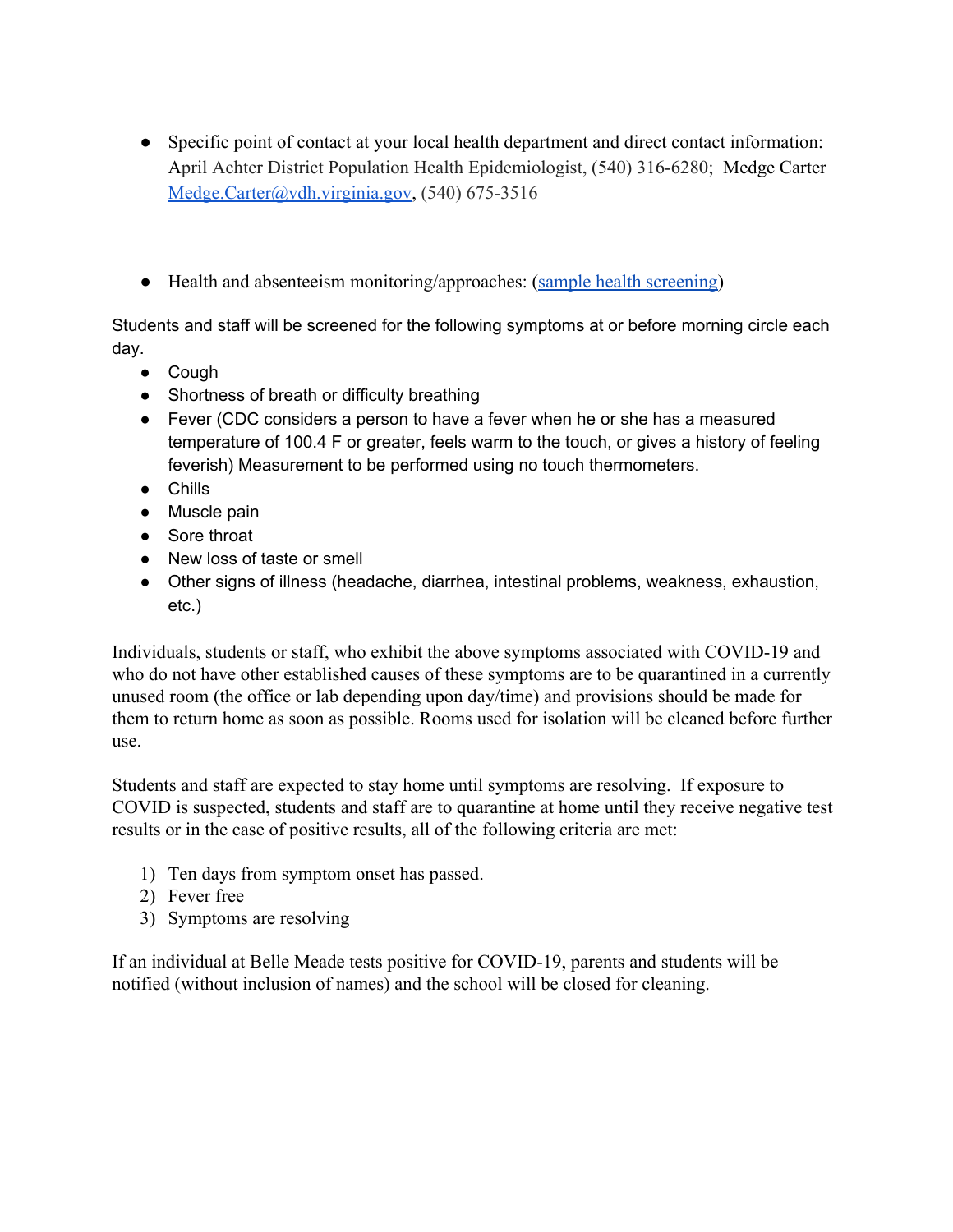- Specific point of contact at your local health department and direct contact information: April Achter District Population Health Epidemiologist, (540) 316-6280; Medge Carter [Medge.Carter@vdh.virginia.gov](mailto:Medge.Carter@vdh.virginia.gov), (540) 675-3516

- Health and absenteeism monitoring/approaches: (sample health screening)

Students and staff will be screened for the following symptoms at or before morning circle each day.

- Cough
- Shortness of breath or difficulty breathing
- Fever (CDC considers a person to have a fever when he or she has a measured temperature of 100.4 F or greater, feels warm to the touch, or gives a history of feeling feverish) Measurement to be performed using no touch thermometers.
- Chills
- Muscle pain
- Sore throat
- New loss of taste or smell
- Other signs of illness (headache, diarrhea, intestinal problems, weakness, exhaustion, etc.)

Individuals, students or staff, who exhibit the above symptoms associated with COVID-19 and who do not have other established causes of these symptoms are to be quarantined in a currently unused room (the office or lab depending upon day/time) and provisions should be made for them to return home as soon as possible. Rooms used for isolation will be cleaned before further use.

Students and staff are expected to stay home until symptoms are resolving. If exposure to COVID is suspected, students and staff are to quarantine at home until they receive negative test results or in the case of positive results, all of the following criteria are met:

1) Ten days from symptom onset has passed.
2) Fever free
3) Symptoms are resolving

If an individual at Belle Meade tests positive for COVID-19, parents and students will be notified (without inclusion of names) and the school will be closed for cleaning.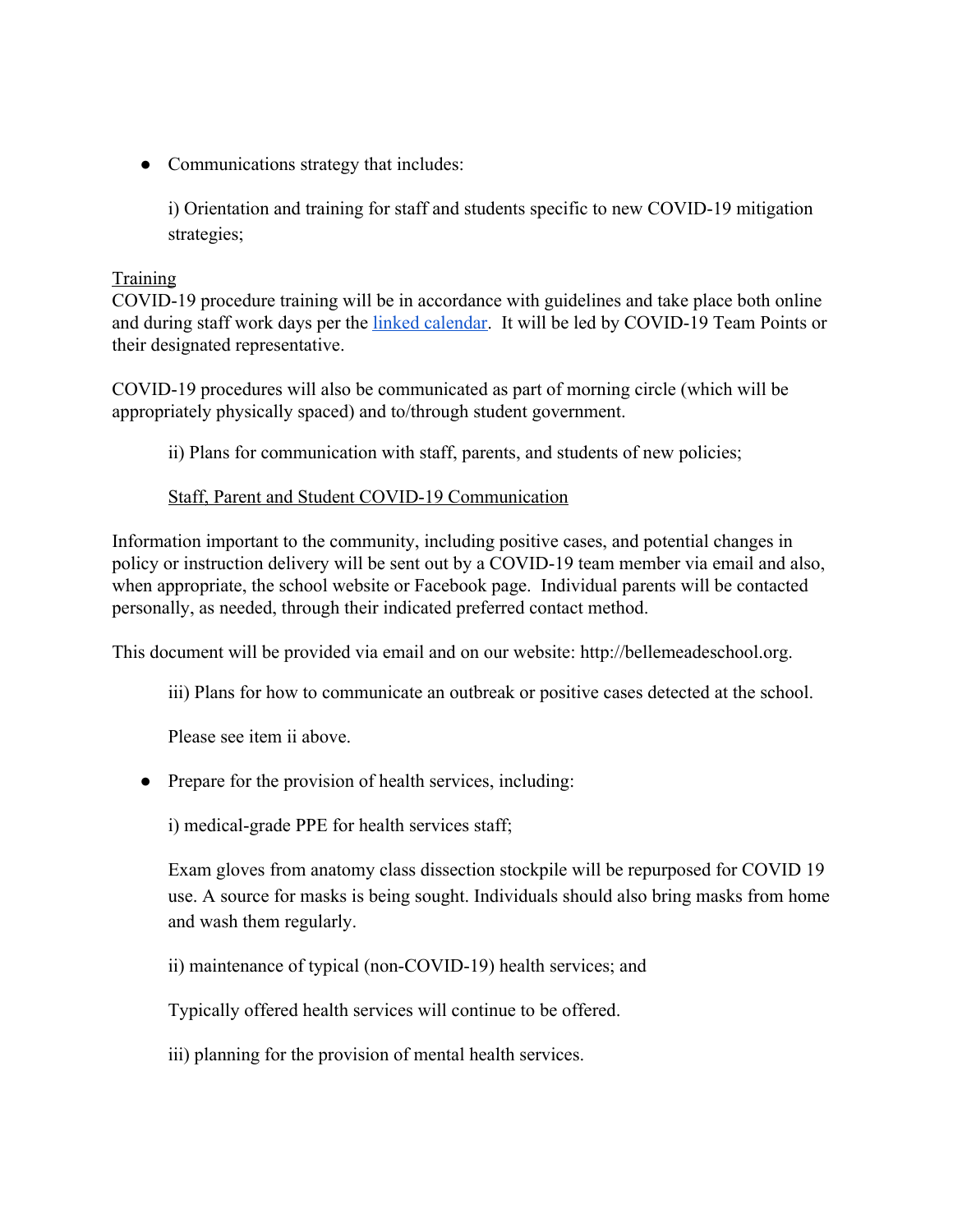- Communications strategy that includes:

  i) Orientation and training for staff and students specific to new COVID-19 mitigation strategies;

<u>Training</u>
COVID-19 procedure training will be in accordance with guidelines and take place both online and during staff work days per the [linked calendar](). It will be led by COVID-19 Team Points or their designated representative.

COVID-19 procedures will also be communicated as part of morning circle (which will be appropriately physically spaced) and to/through student government.

  ii) Plans for communication with staff, parents, and students of new policies;

  <u>Staff, Parent and Student COVID-19 Communication</u>

Information important to the community, including positive cases, and potential changes in policy or instruction delivery will be sent out by a COVID-19 team member via email and also, when appropriate, the school website or Facebook page. Individual parents will be contacted personally, as needed, through their indicated preferred contact method.

This document will be provided via email and on our website: http://bellemeadeschool.org.

  iii) Plans for how to communicate an outbreak or positive cases detected at the school.

  Please see item ii above.

- Prepare for the provision of health services, including:

  i) medical-grade PPE for health services staff;

  Exam gloves from anatomy class dissection stockpile will be repurposed for COVID 19 use. A source for masks is being sought. Individuals should also bring masks from home and wash them regularly.

  ii) maintenance of typical (non-COVID-19) health services; and

  Typically offered health services will continue to be offered.

  iii) planning for the provision of mental health services.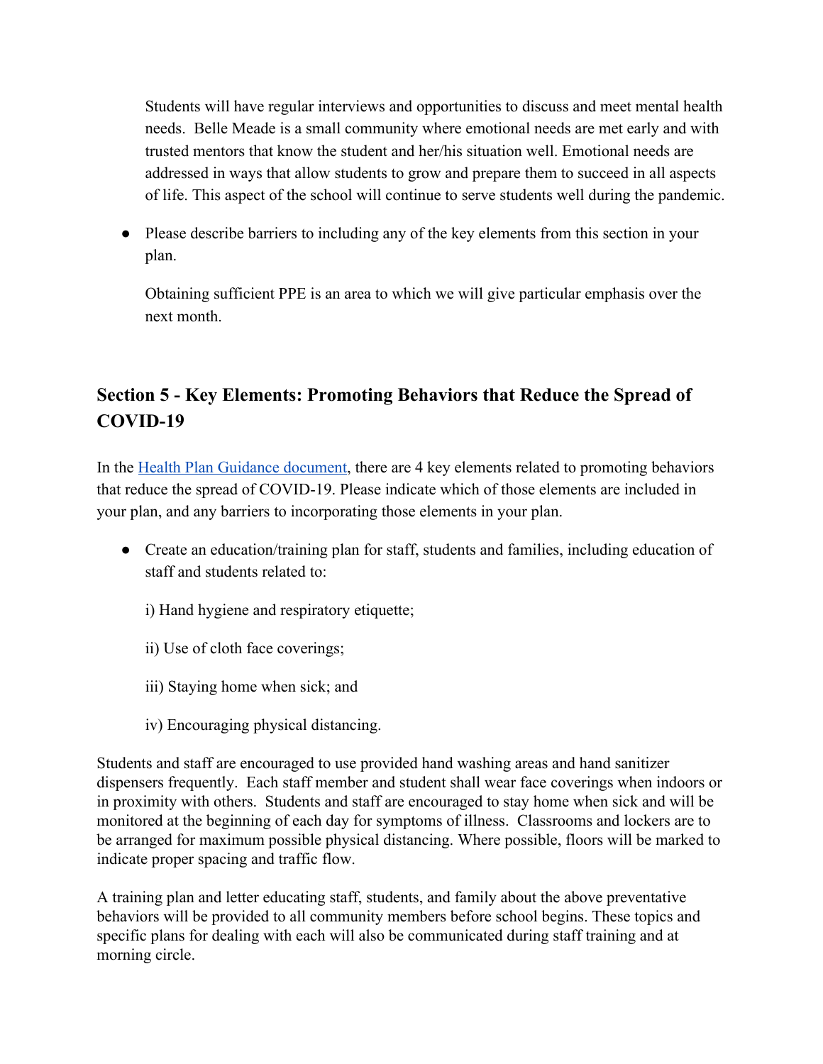Students will have regular interviews and opportunities to discuss and meet mental health needs. Belle Meade is a small community where emotional needs are met early and with trusted mentors that know the student and her/his situation well. Emotional needs are addressed in ways that allow students to grow and prepare them to succeed in all aspects of life. This aspect of the school will continue to serve students well during the pandemic.

- Please describe barriers to including any of the key elements from this section in your plan.

  Obtaining sufficient PPE is an area to which we will give particular emphasis over the next month.

## Section 5 - Key Elements: Promoting Behaviors that Reduce the Spread of COVID-19

In the Health Plan Guidance document, there are 4 key elements related to promoting behaviors that reduce the spread of COVID-19. Please indicate which of those elements are included in your plan, and any barriers to incorporating those elements in your plan.

- Create an education/training plan for staff, students and families, including education of staff and students related to:

  i) Hand hygiene and respiratory etiquette;

  ii) Use of cloth face coverings;

  iii) Staying home when sick; and

  iv) Encouraging physical distancing.

Students and staff are encouraged to use provided hand washing areas and hand sanitizer dispensers frequently. Each staff member and student shall wear face coverings when indoors or in proximity with others. Students and staff are encouraged to stay home when sick and will be monitored at the beginning of each day for symptoms of illness. Classrooms and lockers are to be arranged for maximum possible physical distancing. Where possible, floors will be marked to indicate proper spacing and traffic flow.

A training plan and letter educating staff, students, and family about the above preventative behaviors will be provided to all community members before school begins. These topics and specific plans for dealing with each will also be communicated during staff training and at morning circle.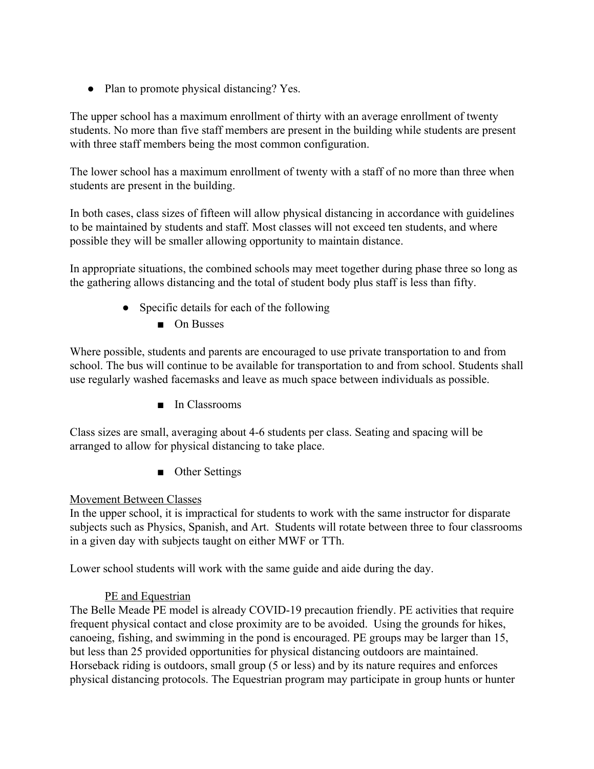- Plan to promote physical distancing? Yes.

The upper school has a maximum enrollment of thirty with an average enrollment of twenty students. No more than five staff members are present in the building while students are present with three staff members being the most common configuration.

The lower school has a maximum enrollment of twenty with a staff of no more than three when students are present in the building.

In both cases, class sizes of fifteen will allow physical distancing in accordance with guidelines to be maintained by students and staff. Most classes will not exceed ten students, and where possible they will be smaller allowing opportunity to maintain distance.

In appropriate situations, the combined schools may meet together during phase three so long as the gathering allows distancing and the total of student body plus staff is less than fifty.

- Specific details for each of the following
  - On Busses

Where possible, students and parents are encouraged to use private transportation to and from school. The bus will continue to be available for transportation to and from school. Students shall use regularly washed facemasks and leave as much space between individuals as possible.

  - In Classrooms

Class sizes are small, averaging about 4-6 students per class. Seating and spacing will be arranged to allow for physical distancing to take place.

  - Other Settings

<u>Movement Between Classes</u>
In the upper school, it is impractical for students to work with the same instructor for disparate subjects such as Physics, Spanish, and Art. Students will rotate between three to four classrooms in a given day with subjects taught on either MWF or TTh.

Lower school students will work with the same guide and aide during the day.

<u>PE and Equestrian</u>
The Belle Meade PE model is already COVID-19 precaution friendly. PE activities that require frequent physical contact and close proximity are to be avoided. Using the grounds for hikes, canoeing, fishing, and swimming in the pond is encouraged. PE groups may be larger than 15, but less than 25 provided opportunities for physical distancing outdoors are maintained. Horseback riding is outdoors, small group (5 or less) and by its nature requires and enforces physical distancing protocols. The Equestrian program may participate in group hunts or hunter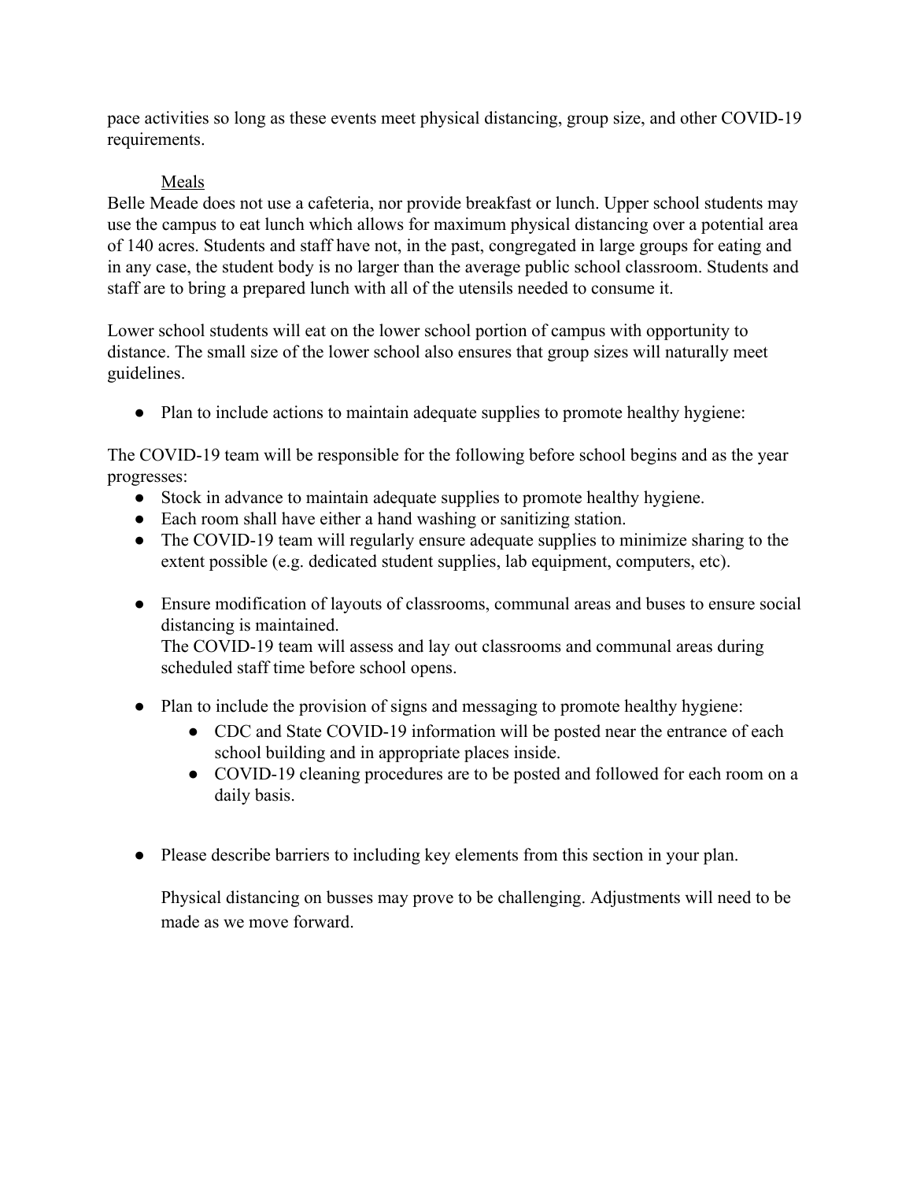pace activities so long as these events meet physical distancing, group size, and other COVID-19 requirements.

<u>Meals</u>

Belle Meade does not use a cafeteria, nor provide breakfast or lunch. Upper school students may use the campus to eat lunch which allows for maximum physical distancing over a potential area of 140 acres. Students and staff have not, in the past, congregated in large groups for eating and in any case, the student body is no larger than the average public school classroom. Students and staff are to bring a prepared lunch with all of the utensils needed to consume it.

Lower school students will eat on the lower school portion of campus with opportunity to distance. The small size of the lower school also ensures that group sizes will naturally meet guidelines.

- Plan to include actions to maintain adequate supplies to promote healthy hygiene:

The COVID-19 team will be responsible for the following before school begins and as the year progresses:

- Stock in advance to maintain adequate supplies to promote healthy hygiene.
- Each room shall have either a hand washing or sanitizing station.
- The COVID-19 team will regularly ensure adequate supplies to minimize sharing to the extent possible (e.g. dedicated student supplies, lab equipment, computers, etc).

- Ensure modification of layouts of classrooms, communal areas and buses to ensure social distancing is maintained.
  The COVID-19 team will assess and lay out classrooms and communal areas during scheduled staff time before school opens.

- Plan to include the provision of signs and messaging to promote healthy hygiene:
  - CDC and State COVID-19 information will be posted near the entrance of each school building and in appropriate places inside.
  - COVID-19 cleaning procedures are to be posted and followed for each room on a daily basis.

- Please describe barriers to including key elements from this section in your plan.

  Physical distancing on busses may prove to be challenging. Adjustments will need to be made as we move forward.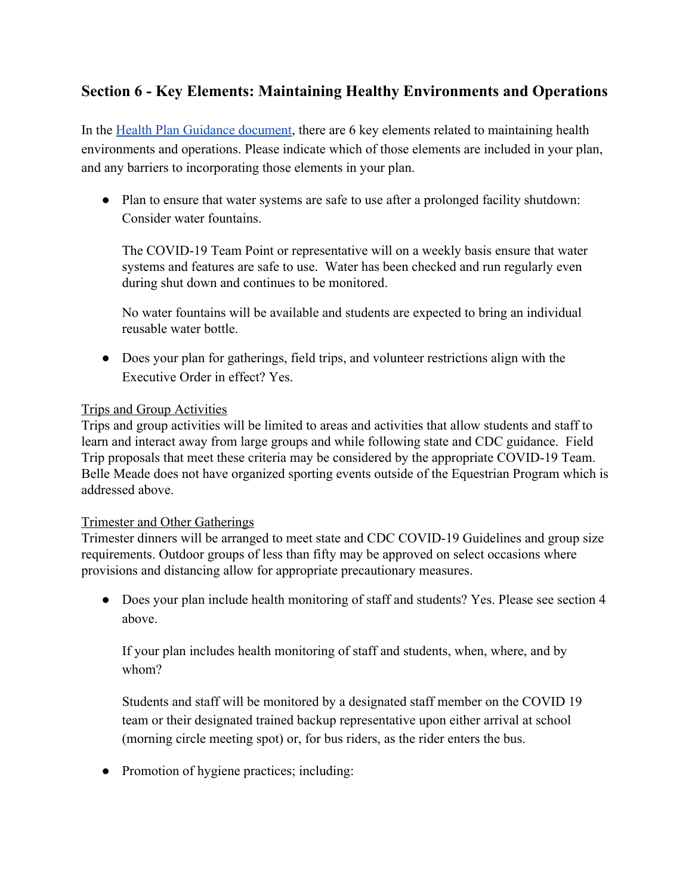## Section 6 - Key Elements: Maintaining Healthy Environments and Operations

In the [Health Plan Guidance document](), there are 6 key elements related to maintaining health environments and operations. Please indicate which of those elements are included in your plan, and any barriers to incorporating those elements in your plan.

- Plan to ensure that water systems are safe to use after a prolonged facility shutdown: Consider water fountains.

  The COVID-19 Team Point or representative will on a weekly basis ensure that water systems and features are safe to use. Water has been checked and run regularly even during shut down and continues to be monitored.

  No water fountains will be available and students are expected to bring an individual reusable water bottle.

- Does your plan for gatherings, field trips, and volunteer restrictions align with the Executive Order in effect? Yes.

<u>Trips and Group Activities</u>
Trips and group activities will be limited to areas and activities that allow students and staff to learn and interact away from large groups and while following state and CDC guidance. Field Trip proposals that meet these criteria may be considered by the appropriate COVID-19 Team. Belle Meade does not have organized sporting events outside of the Equestrian Program which is addressed above.

<u>Trimester and Other Gatherings</u>
Trimester dinners will be arranged to meet state and CDC COVID-19 Guidelines and group size requirements. Outdoor groups of less than fifty may be approved on select occasions where provisions and distancing allow for appropriate precautionary measures.

- Does your plan include health monitoring of staff and students? Yes. Please see section 4 above.

  If your plan includes health monitoring of staff and students, when, where, and by whom?

  Students and staff will be monitored by a designated staff member on the COVID 19 team or their designated trained backup representative upon either arrival at school (morning circle meeting spot) or, for bus riders, as the rider enters the bus.

- Promotion of hygiene practices; including: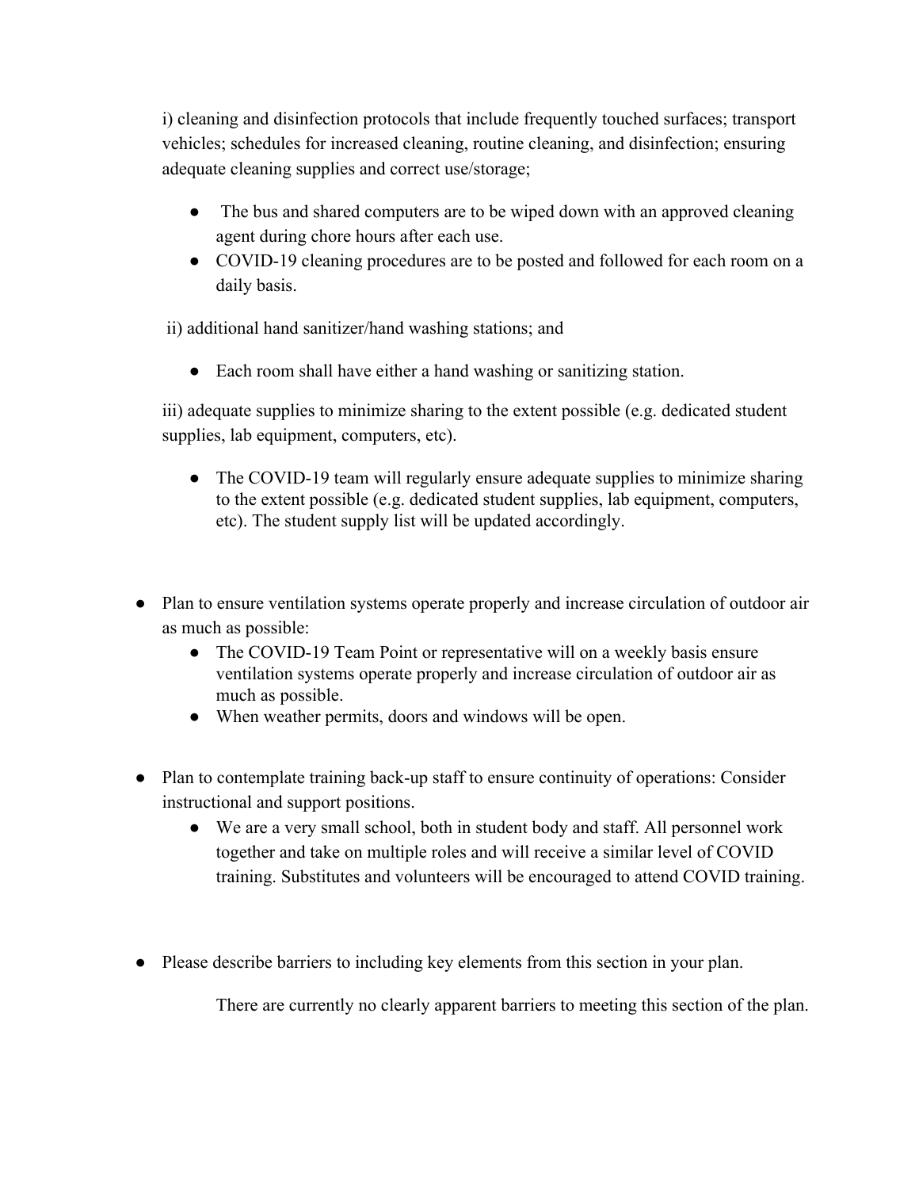i) cleaning and disinfection protocols that include frequently touched surfaces; transport vehicles; schedules for increased cleaning, routine cleaning, and disinfection; ensuring adequate cleaning supplies and correct use/storage;

- The bus and shared computers are to be wiped down with an approved cleaning agent during chore hours after each use.
- COVID-19 cleaning procedures are to be posted and followed for each room on a daily basis.

ii) additional hand sanitizer/hand washing stations; and

- Each room shall have either a hand washing or sanitizing station.

iii) adequate supplies to minimize sharing to the extent possible (e.g. dedicated student supplies, lab equipment, computers, etc).

- The COVID-19 team will regularly ensure adequate supplies to minimize sharing to the extent possible (e.g. dedicated student supplies, lab equipment, computers, etc). The student supply list will be updated accordingly.

- Plan to ensure ventilation systems operate properly and increase circulation of outdoor air as much as possible:
  - The COVID-19 Team Point or representative will on a weekly basis ensure ventilation systems operate properly and increase circulation of outdoor air as much as possible.
  - When weather permits, doors and windows will be open.

- Plan to contemplate training back-up staff to ensure continuity of operations: Consider instructional and support positions.
  - We are a very small school, both in student body and staff. All personnel work together and take on multiple roles and will receive a similar level of COVID training. Substitutes and volunteers will be encouraged to attend COVID training.

- Please describe barriers to including key elements from this section in your plan.

  There are currently no clearly apparent barriers to meeting this section of the plan.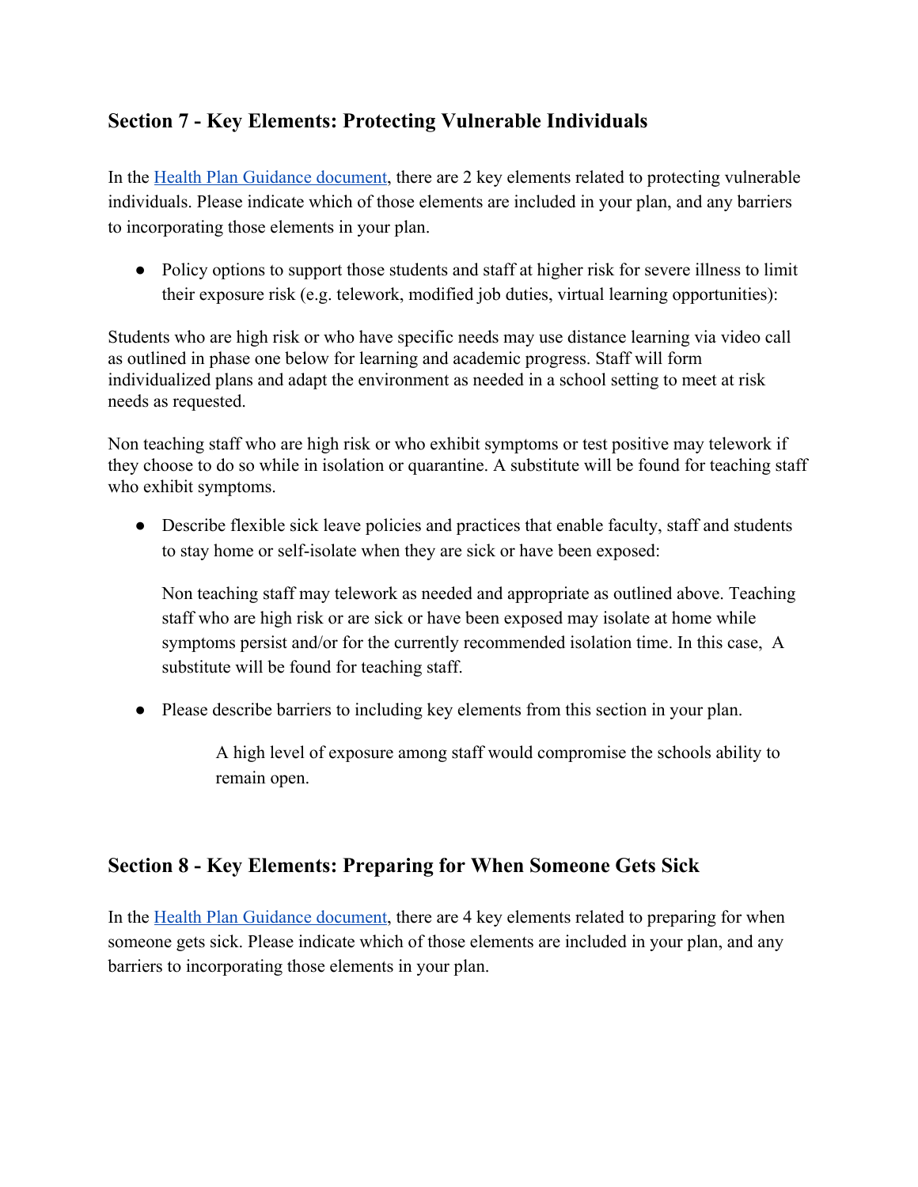## Section 7 - Key Elements: Protecting Vulnerable Individuals

In the [Health Plan Guidance document](), there are 2 key elements related to protecting vulnerable individuals. Please indicate which of those elements are included in your plan, and any barriers to incorporating those elements in your plan.

- Policy options to support those students and staff at higher risk for severe illness to limit their exposure risk (e.g. telework, modified job duties, virtual learning opportunities):

Students who are high risk or who have specific needs may use distance learning via video call as outlined in phase one below for learning and academic progress. Staff will form individualized plans and adapt the environment as needed in a school setting to meet at risk needs as requested.

Non teaching staff who are high risk or who exhibit symptoms or test positive may telework if they choose to do so while in isolation or quarantine. A substitute will be found for teaching staff who exhibit symptoms.

- Describe flexible sick leave policies and practices that enable faculty, staff and students to stay home or self-isolate when they are sick or have been exposed:

  Non teaching staff may telework as needed and appropriate as outlined above. Teaching staff who are high risk or are sick or have been exposed may isolate at home while symptoms persist and/or for the currently recommended isolation time. In this case, A substitute will be found for teaching staff.

- Please describe barriers to including key elements from this section in your plan.

  A high level of exposure among staff would compromise the schools ability to remain open.

## Section 8 - Key Elements: Preparing for When Someone Gets Sick

In the [Health Plan Guidance document](), there are 4 key elements related to preparing for when someone gets sick. Please indicate which of those elements are included in your plan, and any barriers to incorporating those elements in your plan.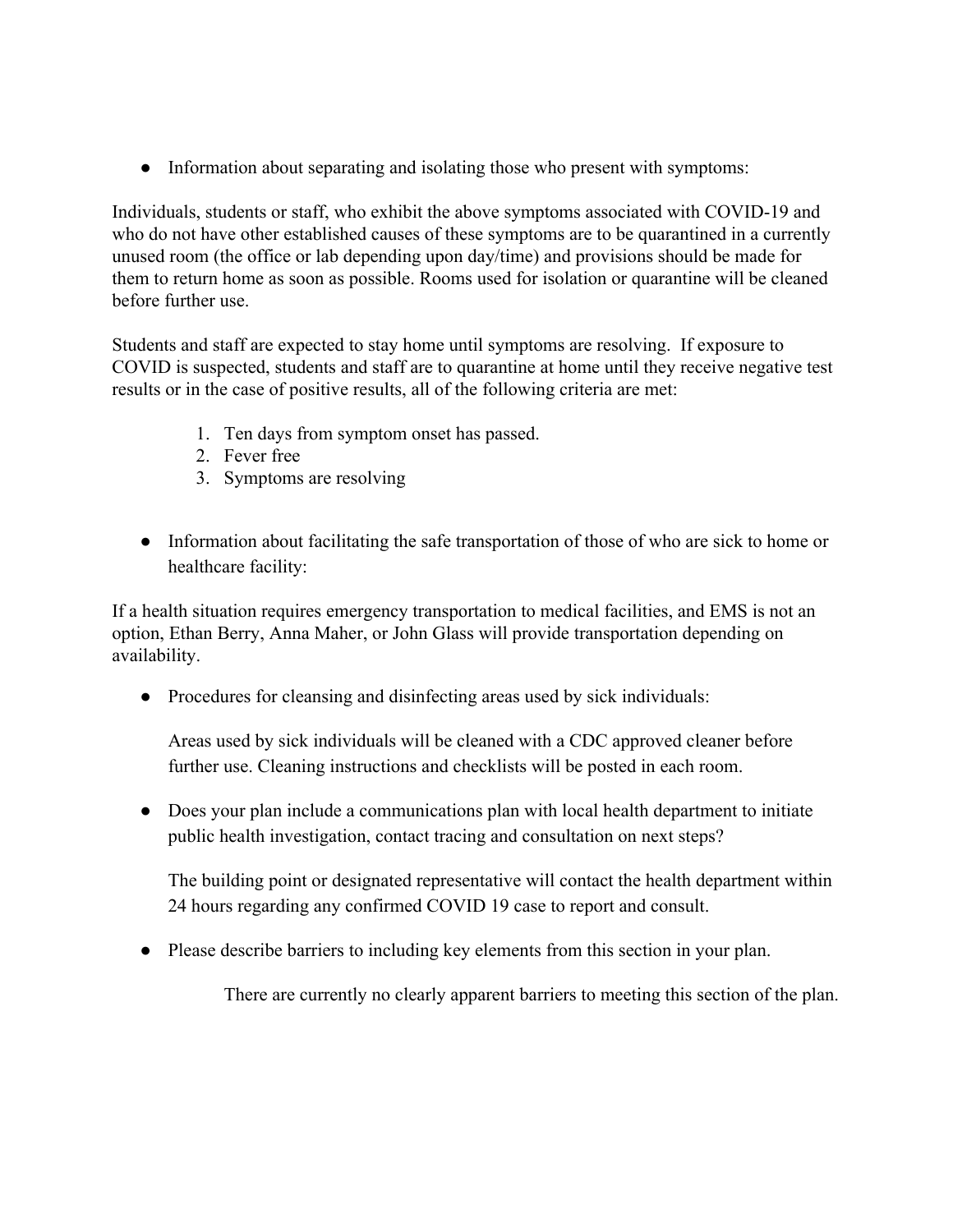- Information about separating and isolating those who present with symptoms:

Individuals, students or staff, who exhibit the above symptoms associated with COVID-19 and who do not have other established causes of these symptoms are to be quarantined in a currently unused room (the office or lab depending upon day/time) and provisions should be made for them to return home as soon as possible. Rooms used for isolation or quarantine will be cleaned before further use.

Students and staff are expected to stay home until symptoms are resolving. If exposure to COVID is suspected, students and staff are to quarantine at home until they receive negative test results or in the case of positive results, all of the following criteria are met:

1. Ten days from symptom onset has passed.
2. Fever free
3. Symptoms are resolving

- Information about facilitating the safe transportation of those of who are sick to home or healthcare facility:

If a health situation requires emergency transportation to medical facilities, and EMS is not an option, Ethan Berry, Anna Maher, or John Glass will provide transportation depending on availability.

- Procedures for cleansing and disinfecting areas used by sick individuals:

  Areas used by sick individuals will be cleaned with a CDC approved cleaner before further use. Cleaning instructions and checklists will be posted in each room.

- Does your plan include a communications plan with local health department to initiate public health investigation, contact tracing and consultation on next steps?

  The building point or designated representative will contact the health department within 24 hours regarding any confirmed COVID 19 case to report and consult.

- Please describe barriers to including key elements from this section in your plan.

  There are currently no clearly apparent barriers to meeting this section of the plan.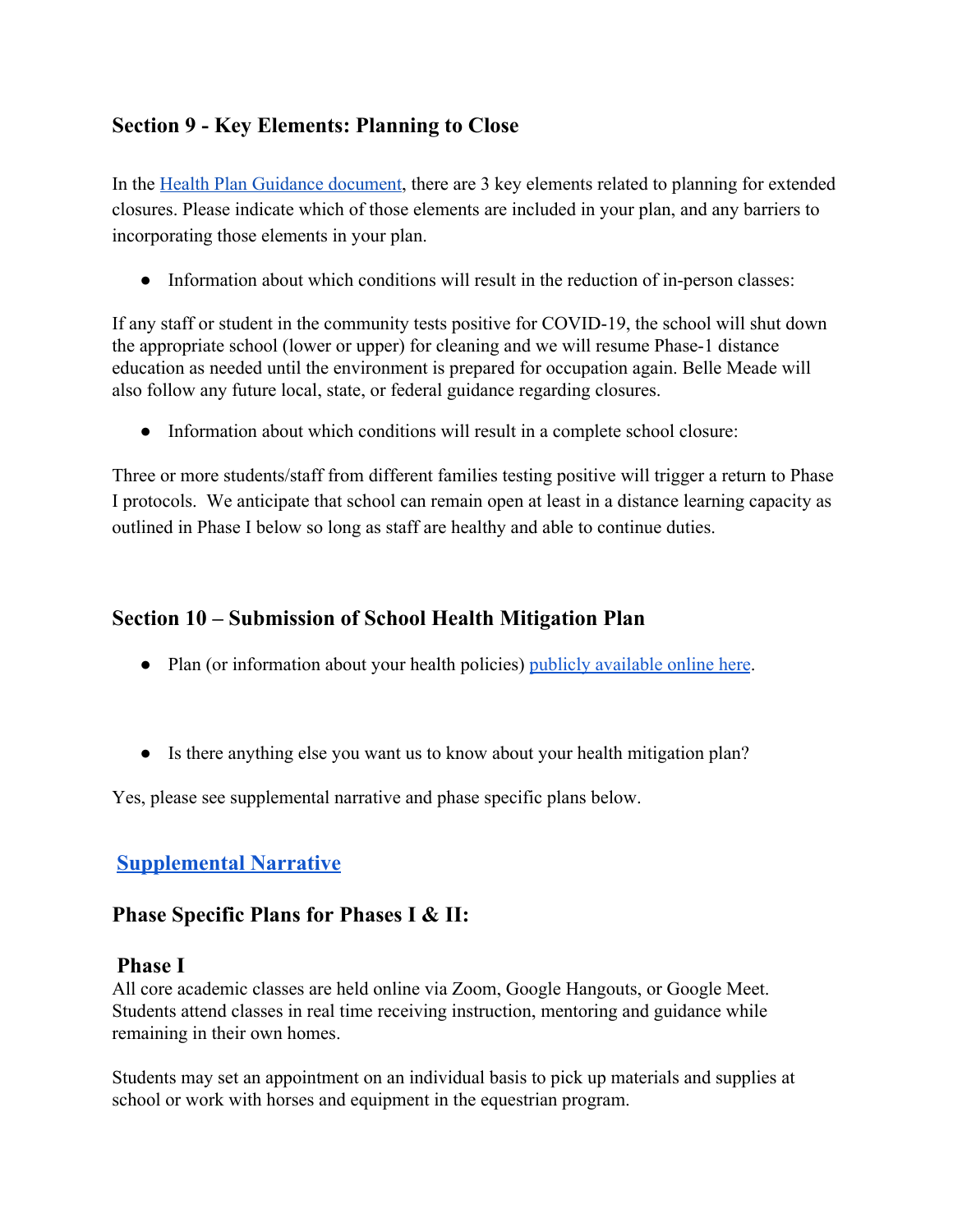## Section 9 - Key Elements: Planning to Close

In the Health Plan Guidance document, there are 3 key elements related to planning for extended closures. Please indicate which of those elements are included in your plan, and any barriers to incorporating those elements in your plan.

- Information about which conditions will result in the reduction of in-person classes:

If any staff or student in the community tests positive for COVID-19, the school will shut down the appropriate school (lower or upper) for cleaning and we will resume Phase-1 distance education as needed until the environment is prepared for occupation again. Belle Meade will also follow any future local, state, or federal guidance regarding closures.

- Information about which conditions will result in a complete school closure:

Three or more students/staff from different families testing positive will trigger a return to Phase I protocols. We anticipate that school can remain open at least in a distance learning capacity as outlined in Phase I below so long as staff are healthy and able to continue duties.

## Section 10 – Submission of School Health Mitigation Plan

- Plan (or information about your health policies) publicly available online here.

- Is there anything else you want us to know about your health mitigation plan?

Yes, please see supplemental narrative and phase specific plans below.

## Supplemental Narrative

## Phase Specific Plans for Phases I & II:

### Phase I

All core academic classes are held online via Zoom, Google Hangouts, or Google Meet. Students attend classes in real time receiving instruction, mentoring and guidance while remaining in their own homes.

Students may set an appointment on an individual basis to pick up materials and supplies at school or work with horses and equipment in the equestrian program.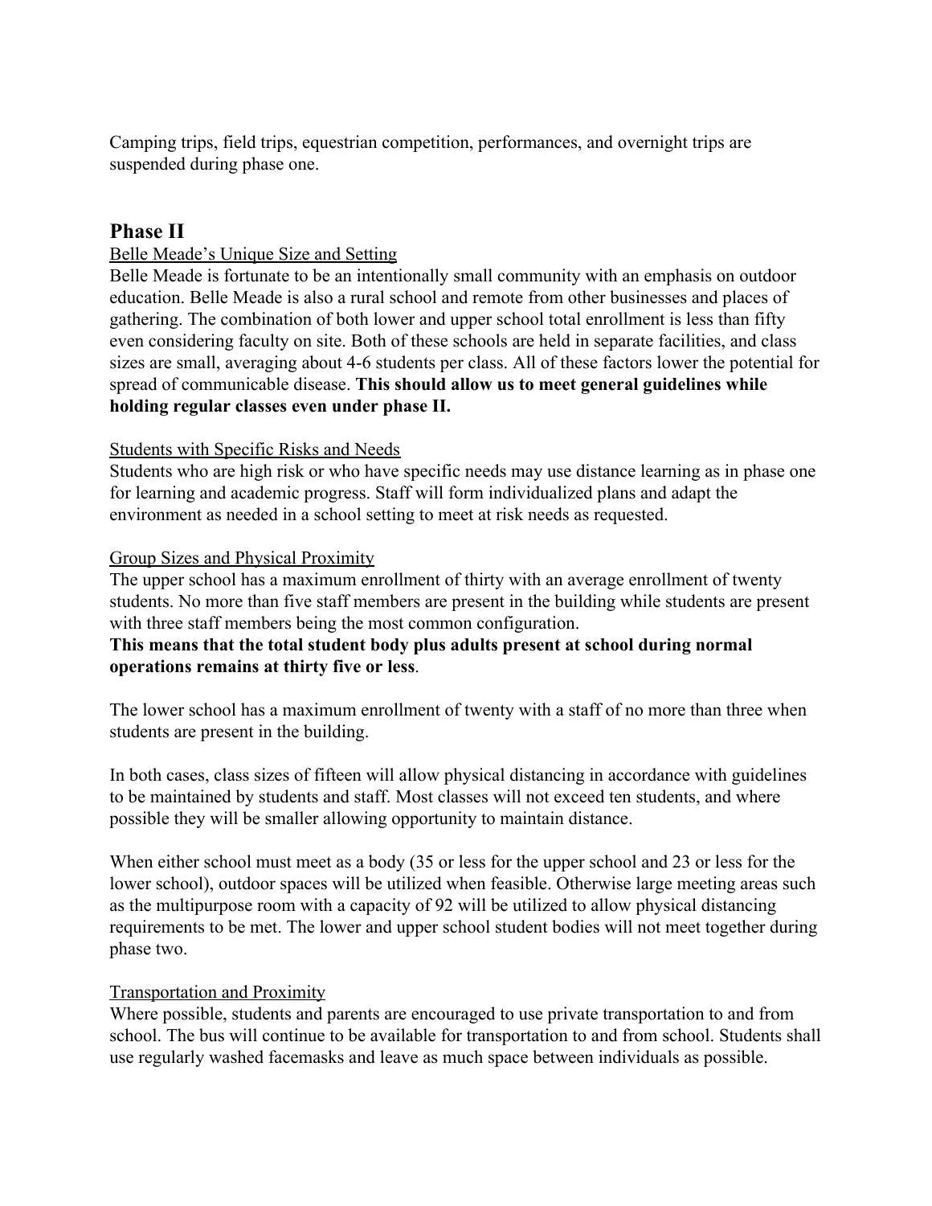Camping trips, field trips, equestrian competition, performances, and overnight trips are suspended during phase one.

## Phase II

Belle Meade's Unique Size and Setting

Belle Meade is fortunate to be an intentionally small community with an emphasis on outdoor education. Belle Meade is also a rural school and remote from other businesses and places of gathering. The combination of both lower and upper school total enrollment is less than fifty even considering faculty on site. Both of these schools are held in separate facilities, and class sizes are small, averaging about 4-6 students per class. All of these factors lower the potential for spread of communicable disease. **This should allow us to meet general guidelines while holding regular classes even under phase II.**

Students with Specific Risks and Needs

Students who are high risk or who have specific needs may use distance learning as in phase one for learning and academic progress. Staff will form individualized plans and adapt the environment as needed in a school setting to meet at risk needs as requested.

Group Sizes and Physical Proximity

The upper school has a maximum enrollment of thirty with an average enrollment of twenty students. No more than five staff members are present in the building while students are present with three staff members being the most common configuration.

**This means that the total student body plus adults present at school during normal operations remains at thirty five or less**.

The lower school has a maximum enrollment of twenty with a staff of no more than three when students are present in the building.

In both cases, class sizes of fifteen will allow physical distancing in accordance with guidelines to be maintained by students and staff. Most classes will not exceed ten students, and where possible they will be smaller allowing opportunity to maintain distance.

When either school must meet as a body (35 or less for the upper school and 23 or less for the lower school), outdoor spaces will be utilized when feasible. Otherwise large meeting areas such as the multipurpose room with a capacity of 92 will be utilized to allow physical distancing requirements to be met. The lower and upper school student bodies will not meet together during phase two.

Transportation and Proximity

Where possible, students and parents are encouraged to use private transportation to and from school. The bus will continue to be available for transportation to and from school. Students shall use regularly washed facemasks and leave as much space between individuals as possible.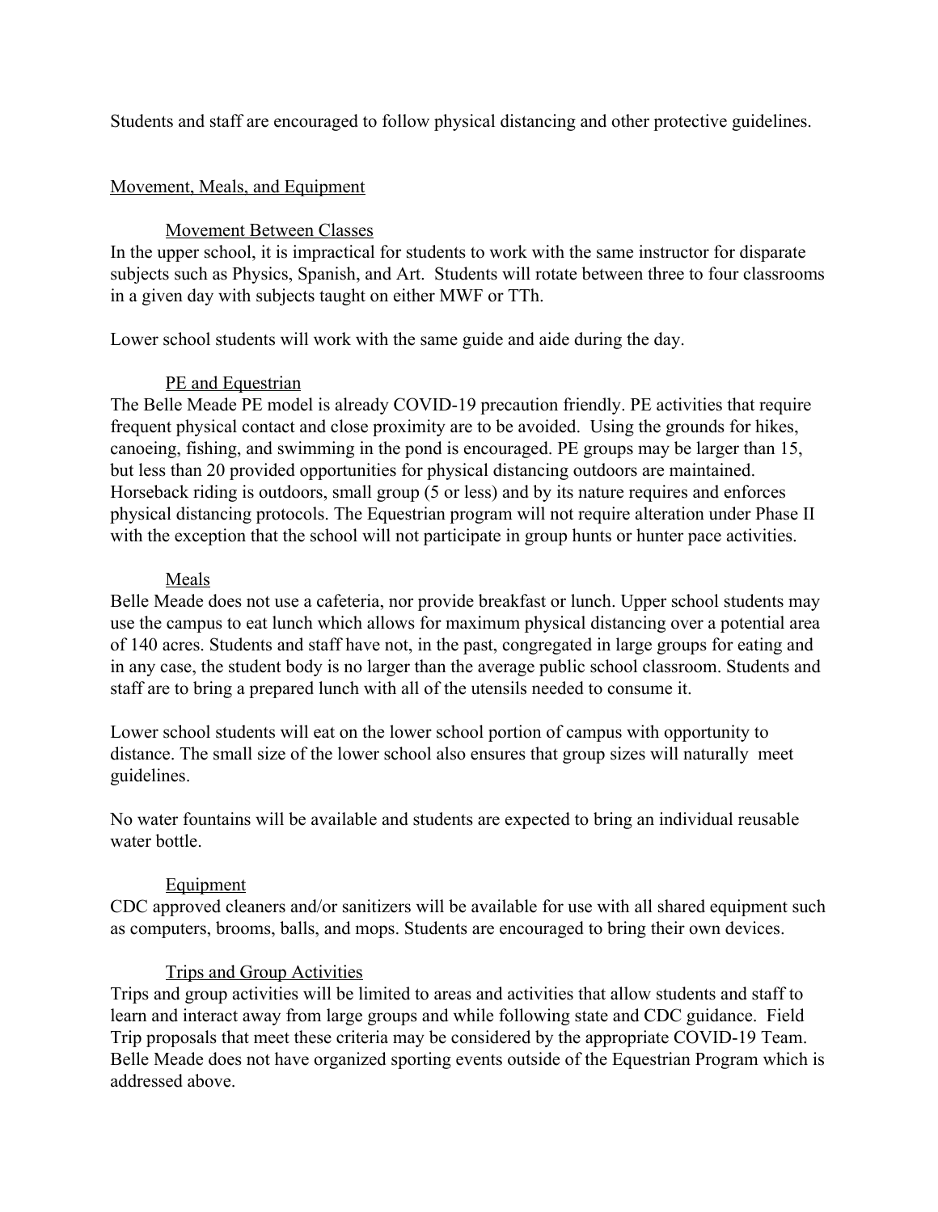Students and staff are encouraged to follow physical distancing and other protective guidelines.

## Movement, Meals, and Equipment

### Movement Between Classes

In the upper school, it is impractical for students to work with the same instructor for disparate subjects such as Physics, Spanish, and Art. Students will rotate between three to four classrooms in a given day with subjects taught on either MWF or TTh.

Lower school students will work with the same guide and aide during the day.

### PE and Equestrian

The Belle Meade PE model is already COVID-19 precaution friendly. PE activities that require frequent physical contact and close proximity are to be avoided. Using the grounds for hikes, canoeing, fishing, and swimming in the pond is encouraged. PE groups may be larger than 15, but less than 20 provided opportunities for physical distancing outdoors are maintained. Horseback riding is outdoors, small group (5 or less) and by its nature requires and enforces physical distancing protocols. The Equestrian program will not require alteration under Phase II with the exception that the school will not participate in group hunts or hunter pace activities.

### Meals

Belle Meade does not use a cafeteria, nor provide breakfast or lunch. Upper school students may use the campus to eat lunch which allows for maximum physical distancing over a potential area of 140 acres. Students and staff have not, in the past, congregated in large groups for eating and in any case, the student body is no larger than the average public school classroom. Students and staff are to bring a prepared lunch with all of the utensils needed to consume it.

Lower school students will eat on the lower school portion of campus with opportunity to distance. The small size of the lower school also ensures that group sizes will naturally meet guidelines.

No water fountains will be available and students are expected to bring an individual reusable water bottle.

### Equipment

CDC approved cleaners and/or sanitizers will be available for use with all shared equipment such as computers, brooms, balls, and mops. Students are encouraged to bring their own devices.

### Trips and Group Activities

Trips and group activities will be limited to areas and activities that allow students and staff to learn and interact away from large groups and while following state and CDC guidance. Field Trip proposals that meet these criteria may be considered by the appropriate COVID-19 Team. Belle Meade does not have organized sporting events outside of the Equestrian Program which is addressed above.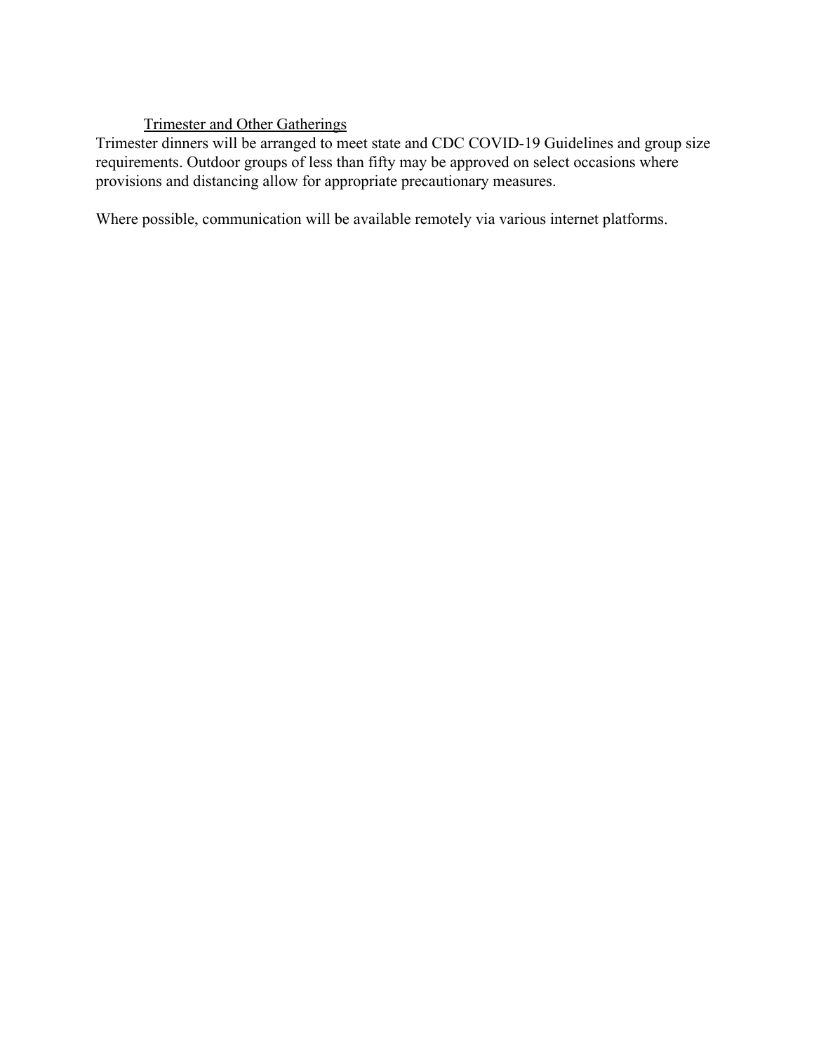<u>Trimester and Other Gatherings</u>

Trimester dinners will be arranged to meet state and CDC COVID-19 Guidelines and group size requirements. Outdoor groups of less than fifty may be approved on select occasions where provisions and distancing allow for appropriate precautionary measures.

Where possible, communication will be available remotely via various internet platforms.